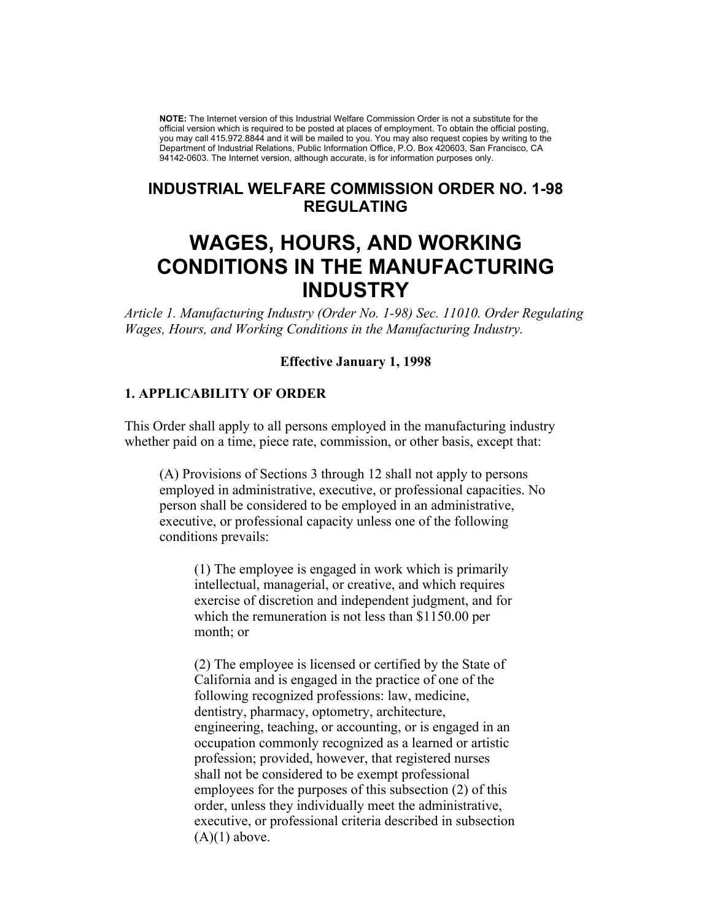**NOTE:** The Internet version of this Industrial Welfare Commission Order is not a substitute for the official version which is required to be posted at places of employment. To obtain the official posting, you may call 415.972.8844 and it will be mailed to you. You may also request copies by writing to the Department of Industrial Relations, Public Information Office, P.O. Box 420603, San Francisco, CA 94142-0603. The Internet version, although accurate, is for information purposes only.

## INDUSTRIAL WELFARE COMMISSION ORDER NO. 1-98 REGULATING

# WAGES, HOURS, AND WORKING CONDITIONS IN THE MANUFACTURING INDUSTRY

*Article 1. Manufacturing Industry (Order No. 1-98) Sec. 11010. Order Regulating Wages, Hours, and Working Conditions in the Manufacturing Industry.*

**Effective January 1, 1998**

### 1. APPLICABILITY OF ORDER

This Order shall apply to all persons employed in the manufacturing industry whether paid on a time, piece rate, commission, or other basis, except that:

(A) Provisions of Sections 3 through 12 shall not apply to persons employed in administrative, executive, or professional capacities. No person shall be considered to be employed in an administrative, executive, or professional capacity unless one of the following conditions prevails:

(1) The employee is engaged in work which is primarily intellectual, managerial, or creative, and which requires exercise of discretion and independent judgment, and for which the remuneration is not less than $1150.00 per month; or

(2) The employee is licensed or certified by the State of California and is engaged in the practice of one of the following recognized professions: law, medicine, dentistry, pharmacy, optometry, architecture, engineering, teaching, or accounting, or is engaged in an occupation commonly recognized as a learned or artistic profession; provided, however, that registered nurses shall not be considered to be exempt professional employees for the purposes of this subsection (2) of this order, unless they individually meet the administrative, executive, or professional criteria described in subsection (A)(1) above.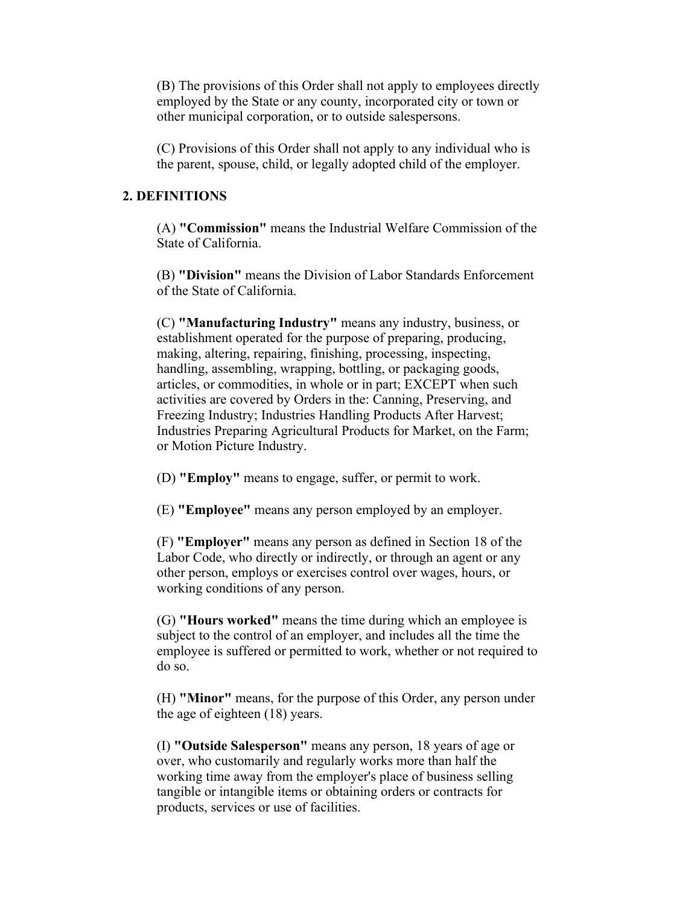(B) The provisions of this Order shall not apply to employees directly employed by the State or any county, incorporated city or town or other municipal corporation, or to outside salespersons.

(C) Provisions of this Order shall not apply to any individual who is the parent, spouse, child, or legally adopted child of the employer.

## 2. DEFINITIONS

(A) **"Commission"** means the Industrial Welfare Commission of the State of California.

(B) **"Division"** means the Division of Labor Standards Enforcement of the State of California.

(C) **"Manufacturing Industry"** means any industry, business, or establishment operated for the purpose of preparing, producing, making, altering, repairing, finishing, processing, inspecting, handling, assembling, wrapping, bottling, or packaging goods, articles, or commodities, in whole or in part; EXCEPT when such activities are covered by Orders in the: Canning, Preserving, and Freezing Industry; Industries Handling Products After Harvest; Industries Preparing Agricultural Products for Market, on the Farm; or Motion Picture Industry.

(D) **"Employ"** means to engage, suffer, or permit to work.

(E) **"Employee"** means any person employed by an employer.

(F) **"Employer"** means any person as defined in Section 18 of the Labor Code, who directly or indirectly, or through an agent or any other person, employs or exercises control over wages, hours, or working conditions of any person.

(G) **"Hours worked"** means the time during which an employee is subject to the control of an employer, and includes all the time the employee is suffered or permitted to work, whether or not required to do so.

(H) **"Minor"** means, for the purpose of this Order, any person under the age of eighteen (18) years.

(I) **"Outside Salesperson"** means any person, 18 years of age or over, who customarily and regularly works more than half the working time away from the employer's place of business selling tangible or intangible items or obtaining orders or contracts for products, services or use of facilities.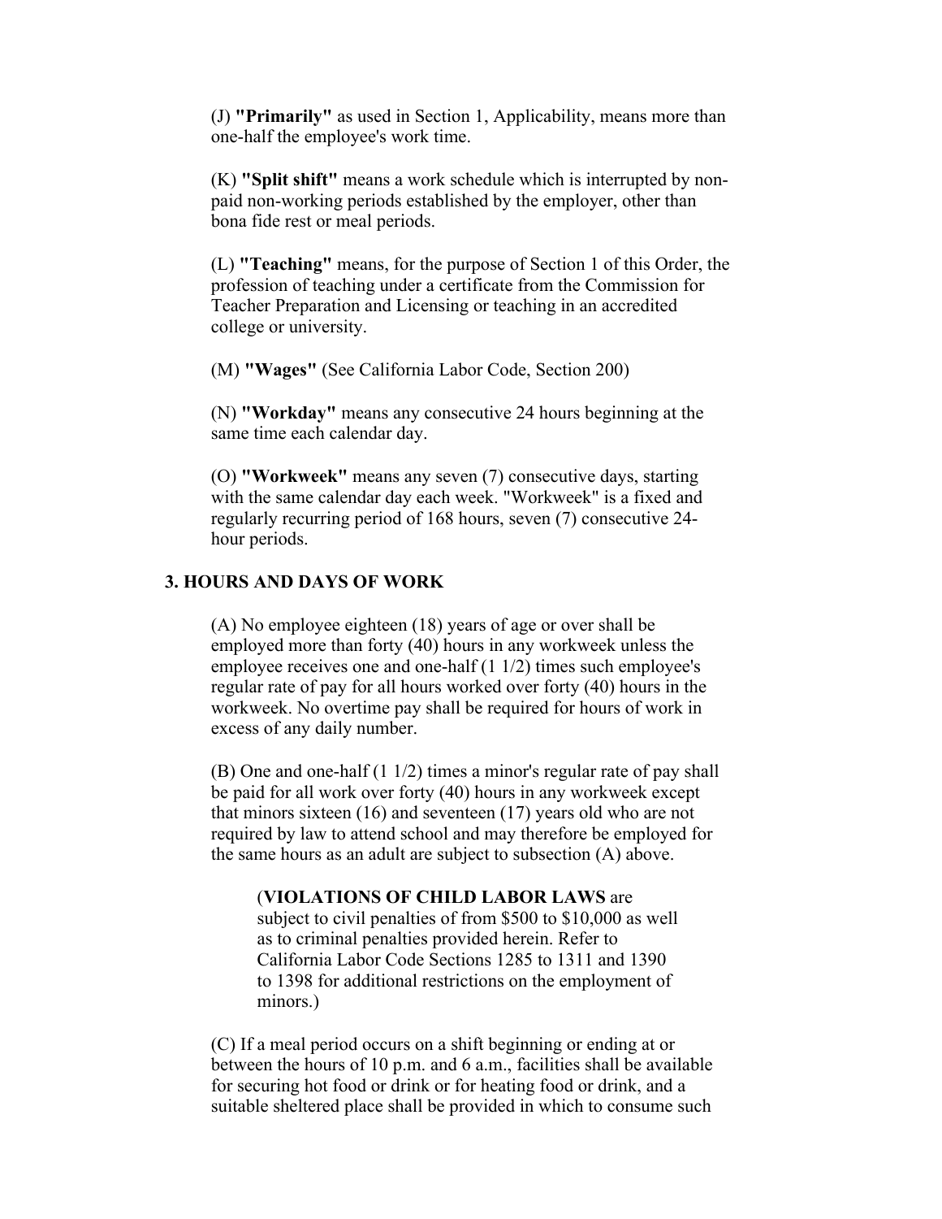(J) **"Primarily"** as used in Section 1, Applicability, means more than one-half the employee's work time.

(K) **"Split shift"** means a work schedule which is interrupted by non-paid non-working periods established by the employer, other than bona fide rest or meal periods.

(L) **"Teaching"** means, for the purpose of Section 1 of this Order, the profession of teaching under a certificate from the Commission for Teacher Preparation and Licensing or teaching in an accredited college or university.

(M) **"Wages"** (See California Labor Code, Section 200)

(N) **"Workday"** means any consecutive 24 hours beginning at the same time each calendar day.

(O) **"Workweek"** means any seven (7) consecutive days, starting with the same calendar day each week. "Workweek" is a fixed and regularly recurring period of 168 hours, seven (7) consecutive 24-hour periods.

## 3. HOURS AND DAYS OF WORK

(A) No employee eighteen (18) years of age or over shall be employed more than forty (40) hours in any workweek unless the employee receives one and one-half (1 1/2) times such employee's regular rate of pay for all hours worked over forty (40) hours in the workweek. No overtime pay shall be required for hours of work in excess of any daily number.

(B) One and one-half (1 1/2) times a minor's regular rate of pay shall be paid for all work over forty (40) hours in any workweek except that minors sixteen (16) and seventeen (17) years old who are not required by law to attend school and may therefore be employed for the same hours as an adult are subject to subsection (A) above.

> (**VIOLATIONS OF CHILD LABOR LAWS** are subject to civil penalties of from $500 to $10,000 as well as to criminal penalties provided herein. Refer to California Labor Code Sections 1285 to 1311 and 1390 to 1398 for additional restrictions on the employment of minors.)

(C) If a meal period occurs on a shift beginning or ending at or between the hours of 10 p.m. and 6 a.m., facilities shall be available for securing hot food or drink or for heating food or drink, and a suitable sheltered place shall be provided in which to consume such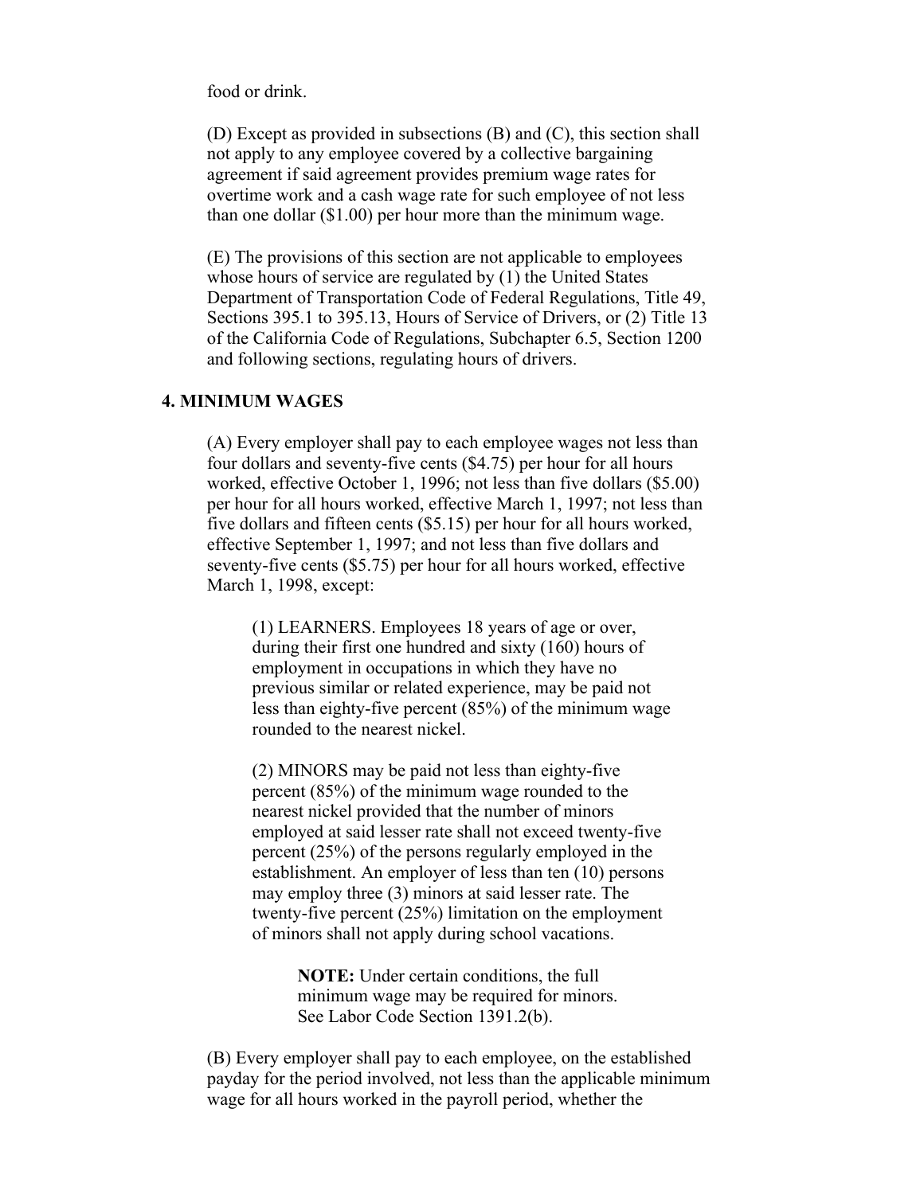food or drink.

(D) Except as provided in subsections (B) and (C), this section shall not apply to any employee covered by a collective bargaining agreement if said agreement provides premium wage rates for overtime work and a cash wage rate for such employee of not less than one dollar ($1.00) per hour more than the minimum wage.

(E) The provisions of this section are not applicable to employees whose hours of service are regulated by (1) the United States Department of Transportation Code of Federal Regulations, Title 49, Sections 395.1 to 395.13, Hours of Service of Drivers, or (2) Title 13 of the California Code of Regulations, Subchapter 6.5, Section 1200 and following sections, regulating hours of drivers.

## 4. MINIMUM WAGES

(A) Every employer shall pay to each employee wages not less than four dollars and seventy-five cents ($4.75) per hour for all hours worked, effective October 1, 1996; not less than five dollars ($5.00) per hour for all hours worked, effective March 1, 1997; not less than five dollars and fifteen cents ($5.15) per hour for all hours worked, effective September 1, 1997; and not less than five dollars and seventy-five cents ($5.75) per hour for all hours worked, effective March 1, 1998, except:

(1) LEARNERS. Employees 18 years of age or over, during their first one hundred and sixty (160) hours of employment in occupations in which they have no previous similar or related experience, may be paid not less than eighty-five percent (85%) of the minimum wage rounded to the nearest nickel.

(2) MINORS may be paid not less than eighty-five percent (85%) of the minimum wage rounded to the nearest nickel provided that the number of minors employed at said lesser rate shall not exceed twenty-five percent (25%) of the persons regularly employed in the establishment. An employer of less than ten (10) persons may employ three (3) minors at said lesser rate. The twenty-five percent (25%) limitation on the employment of minors shall not apply during school vacations.

> **NOTE:** Under certain conditions, the full minimum wage may be required for minors. See Labor Code Section 1391.2(b).

(B) Every employer shall pay to each employee, on the established payday for the period involved, not less than the applicable minimum wage for all hours worked in the payroll period, whether the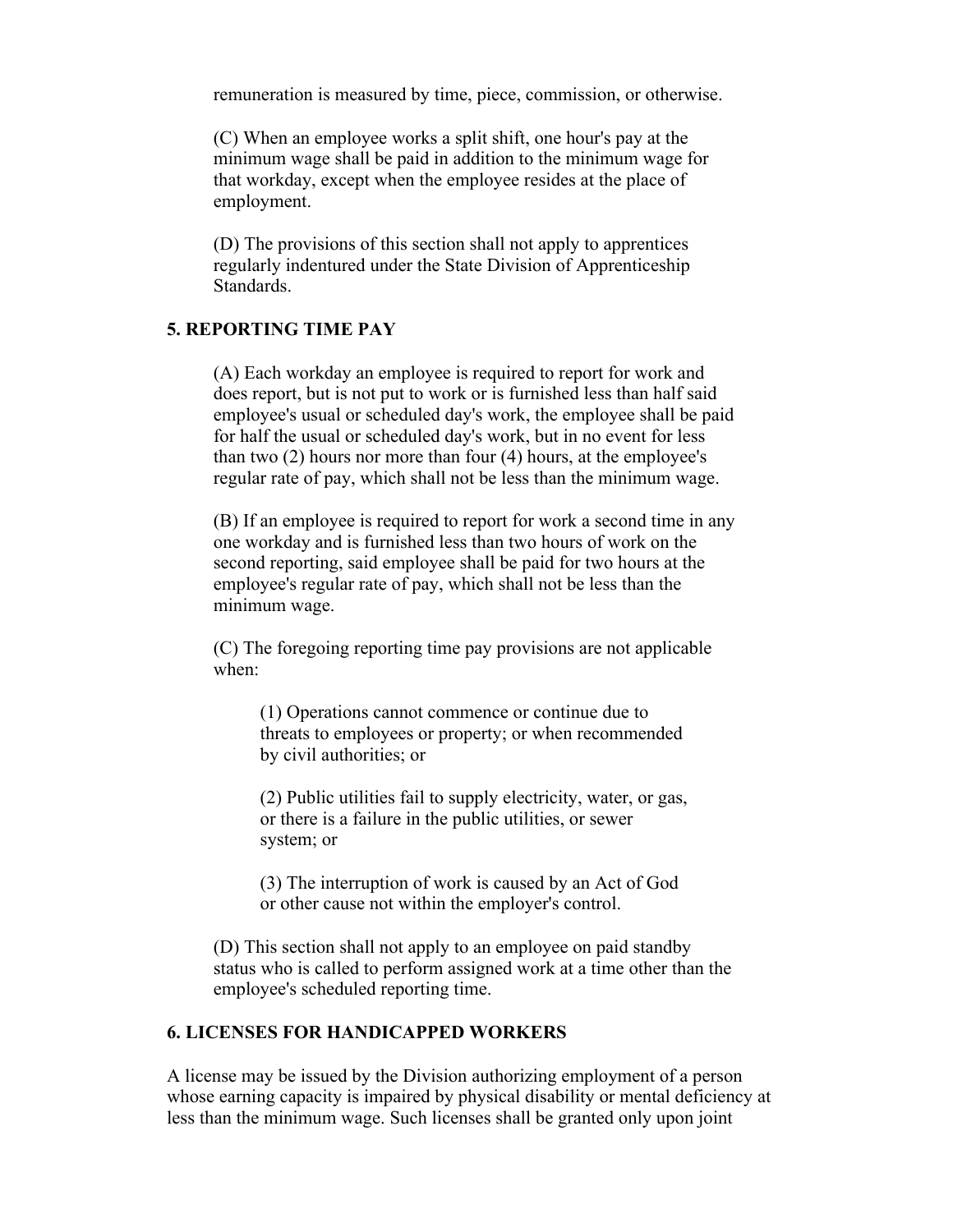remuneration is measured by time, piece, commission, or otherwise.

(C) When an employee works a split shift, one hour's pay at the minimum wage shall be paid in addition to the minimum wage for that workday, except when the employee resides at the place of employment.

(D) The provisions of this section shall not apply to apprentices regularly indentured under the State Division of Apprenticeship Standards.

## 5. REPORTING TIME PAY

(A) Each workday an employee is required to report for work and does report, but is not put to work or is furnished less than half said employee's usual or scheduled day's work, the employee shall be paid for half the usual or scheduled day's work, but in no event for less than two (2) hours nor more than four (4) hours, at the employee's regular rate of pay, which shall not be less than the minimum wage.

(B) If an employee is required to report for work a second time in any one workday and is furnished less than two hours of work on the second reporting, said employee shall be paid for two hours at the employee's regular rate of pay, which shall not be less than the minimum wage.

(C) The foregoing reporting time pay provisions are not applicable when:

(1) Operations cannot commence or continue due to threats to employees or property; or when recommended by civil authorities; or

(2) Public utilities fail to supply electricity, water, or gas, or there is a failure in the public utilities, or sewer system; or

(3) The interruption of work is caused by an Act of God or other cause not within the employer's control.

(D) This section shall not apply to an employee on paid standby status who is called to perform assigned work at a time other than the employee's scheduled reporting time.

## 6. LICENSES FOR HANDICAPPED WORKERS

A license may be issued by the Division authorizing employment of a person whose earning capacity is impaired by physical disability or mental deficiency at less than the minimum wage. Such licenses shall be granted only upon joint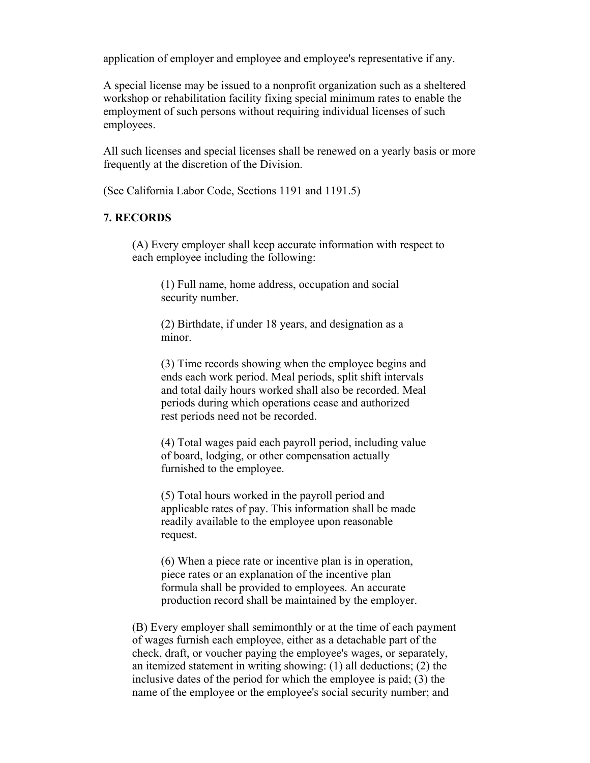application of employer and employee and employee's representative if any.

A special license may be issued to a nonprofit organization such as a sheltered workshop or rehabilitation facility fixing special minimum rates to enable the employment of such persons without requiring individual licenses of such employees.

All such licenses and special licenses shall be renewed on a yearly basis or more frequently at the discretion of the Division.

(See California Labor Code, Sections 1191 and 1191.5)

## 7. RECORDS

(A) Every employer shall keep accurate information with respect to each employee including the following:

(1) Full name, home address, occupation and social security number.

(2) Birthdate, if under 18 years, and designation as a minor.

(3) Time records showing when the employee begins and ends each work period. Meal periods, split shift intervals and total daily hours worked shall also be recorded. Meal periods during which operations cease and authorized rest periods need not be recorded.

(4) Total wages paid each payroll period, including value of board, lodging, or other compensation actually furnished to the employee.

(5) Total hours worked in the payroll period and applicable rates of pay. This information shall be made readily available to the employee upon reasonable request.

(6) When a piece rate or incentive plan is in operation, piece rates or an explanation of the incentive plan formula shall be provided to employees. An accurate production record shall be maintained by the employer.

(B) Every employer shall semimonthly or at the time of each payment of wages furnish each employee, either as a detachable part of the check, draft, or voucher paying the employee's wages, or separately, an itemized statement in writing showing: (1) all deductions; (2) the inclusive dates of the period for which the employee is paid; (3) the name of the employee or the employee's social security number; and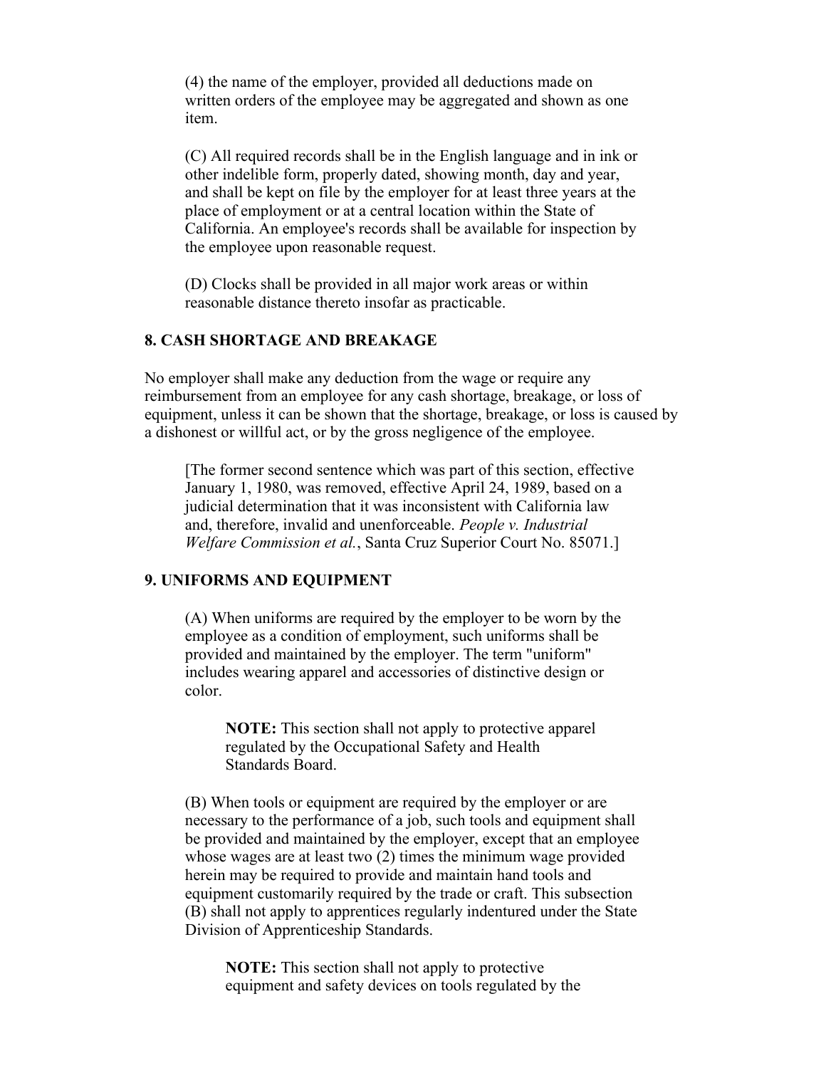(4) the name of the employer, provided all deductions made on written orders of the employee may be aggregated and shown as one item.

(C) All required records shall be in the English language and in ink or other indelible form, properly dated, showing month, day and year, and shall be kept on file by the employer for at least three years at the place of employment or at a central location within the State of California. An employee's records shall be available for inspection by the employee upon reasonable request.

(D) Clocks shall be provided in all major work areas or within reasonable distance thereto insofar as practicable.

## 8. CASH SHORTAGE AND BREAKAGE

No employer shall make any deduction from the wage or require any reimbursement from an employee for any cash shortage, breakage, or loss of equipment, unless it can be shown that the shortage, breakage, or loss is caused by a dishonest or willful act, or by the gross negligence of the employee.

[The former second sentence which was part of this section, effective January 1, 1980, was removed, effective April 24, 1989, based on a judicial determination that it was inconsistent with California law and, therefore, invalid and unenforceable. *People v. Industrial Welfare Commission et al.*, Santa Cruz Superior Court No. 85071.]

## 9. UNIFORMS AND EQUIPMENT

(A) When uniforms are required by the employer to be worn by the employee as a condition of employment, such uniforms shall be provided and maintained by the employer. The term "uniform" includes wearing apparel and accessories of distinctive design or color.

**NOTE:** This section shall not apply to protective apparel regulated by the Occupational Safety and Health Standards Board.

(B) When tools or equipment are required by the employer or are necessary to the performance of a job, such tools and equipment shall be provided and maintained by the employer, except that an employee whose wages are at least two (2) times the minimum wage provided herein may be required to provide and maintain hand tools and equipment customarily required by the trade or craft. This subsection (B) shall not apply to apprentices regularly indentured under the State Division of Apprenticeship Standards.

**NOTE:** This section shall not apply to protective equipment and safety devices on tools regulated by the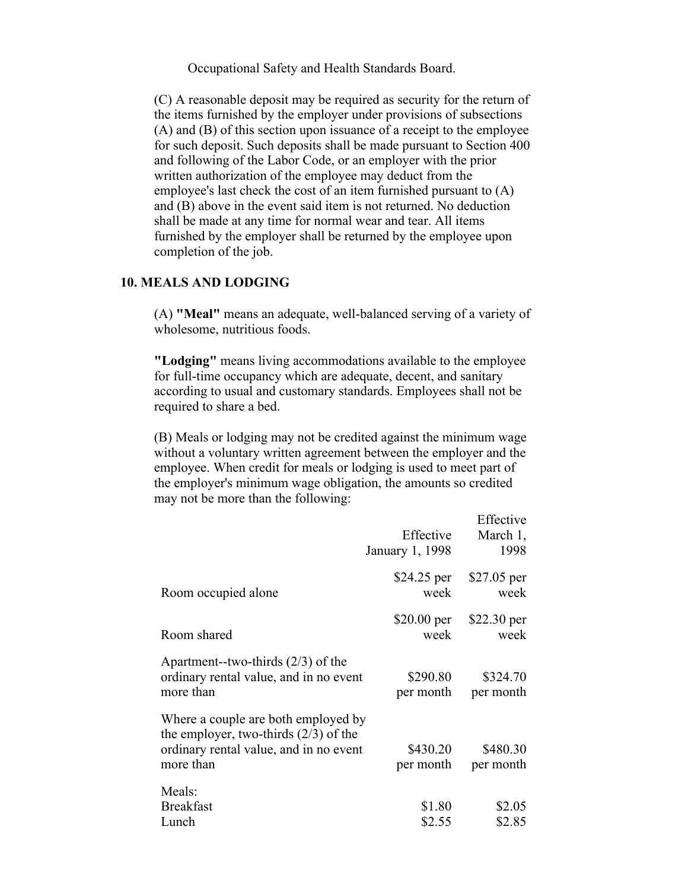Occupational Safety and Health Standards Board.

(C) A reasonable deposit may be required as security for the return of the items furnished by the employer under provisions of subsections (A) and (B) of this section upon issuance of a receipt to the employee for such deposit. Such deposits shall be made pursuant to Section 400 and following of the Labor Code, or an employer with the prior written authorization of the employee may deduct from the employee's last check the cost of an item furnished pursuant to (A) and (B) above in the event said item is not returned. No deduction shall be made at any time for normal wear and tear. All items furnished by the employer shall be returned by the employee upon completion of the job.

## 10. MEALS AND LODGING

(A) **"Meal"** means an adequate, well-balanced serving of a variety of wholesome, nutritious foods.

**"Lodging"** means living accommodations available to the employee for full-time occupancy which are adequate, decent, and sanitary according to usual and customary standards. Employees shall not be required to share a bed.

(B) Meals or lodging may not be credited against the minimum wage without a voluntary written agreement between the employer and the employee. When credit for meals or lodging is used to meet part of the employer's minimum wage obligation, the amounts so credited may not be more than the following:

| | Effective January 1, 1998 | Effective March 1, 1998 |
|---|---|---|
| Room occupied alone | $24.25 per week | $27.05 per week |
| Room shared | $20.00 per week | $22.30 per week |
| Apartment--two-thirds (2/3) of the ordinary rental value, and in no event more than | $290.80 per month | $324.70 per month |
| Where a couple are both employed by the employer, two-thirds (2/3) of the ordinary rental value, and in no event more than | $430.20 per month | $480.30 per month |
| Meals: | | |
| Breakfast | $1.80 | $2.05 |
| Lunch | $2.55 | $2.85 |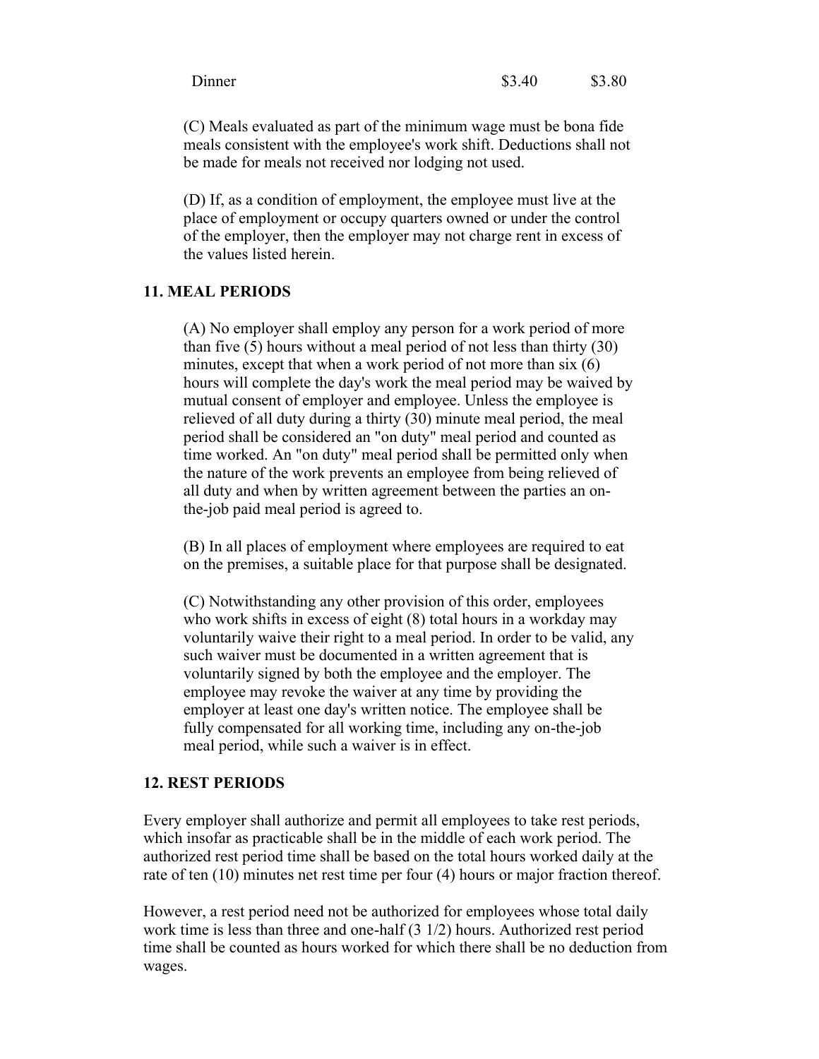| Dinner | $3.40 | $3.80 |
|---|---|---|

(C) Meals evaluated as part of the minimum wage must be bona fide meals consistent with the employee's work shift. Deductions shall not be made for meals not received nor lodging not used.

(D) If, as a condition of employment, the employee must live at the place of employment or occupy quarters owned or under the control of the employer, then the employer may not charge rent in excess of the values listed herein.

## 11. MEAL PERIODS

(A) No employer shall employ any person for a work period of more than five (5) hours without a meal period of not less than thirty (30) minutes, except that when a work period of not more than six (6) hours will complete the day's work the meal period may be waived by mutual consent of employer and employee. Unless the employee is relieved of all duty during a thirty (30) minute meal period, the meal period shall be considered an "on duty" meal period and counted as time worked. An "on duty" meal period shall be permitted only when the nature of the work prevents an employee from being relieved of all duty and when by written agreement between the parties an on-the-job paid meal period is agreed to.

(B) In all places of employment where employees are required to eat on the premises, a suitable place for that purpose shall be designated.

(C) Notwithstanding any other provision of this order, employees who work shifts in excess of eight (8) total hours in a workday may voluntarily waive their right to a meal period. In order to be valid, any such waiver must be documented in a written agreement that is voluntarily signed by both the employee and the employer. The employee may revoke the waiver at any time by providing the employer at least one day's written notice. The employee shall be fully compensated for all working time, including any on-the-job meal period, while such a waiver is in effect.

## 12. REST PERIODS

Every employer shall authorize and permit all employees to take rest periods, which insofar as practicable shall be in the middle of each work period. The authorized rest period time shall be based on the total hours worked daily at the rate of ten (10) minutes net rest time per four (4) hours or major fraction thereof.

However, a rest period need not be authorized for employees whose total daily work time is less than three and one-half (3 1/2) hours. Authorized rest period time shall be counted as hours worked for which there shall be no deduction from wages.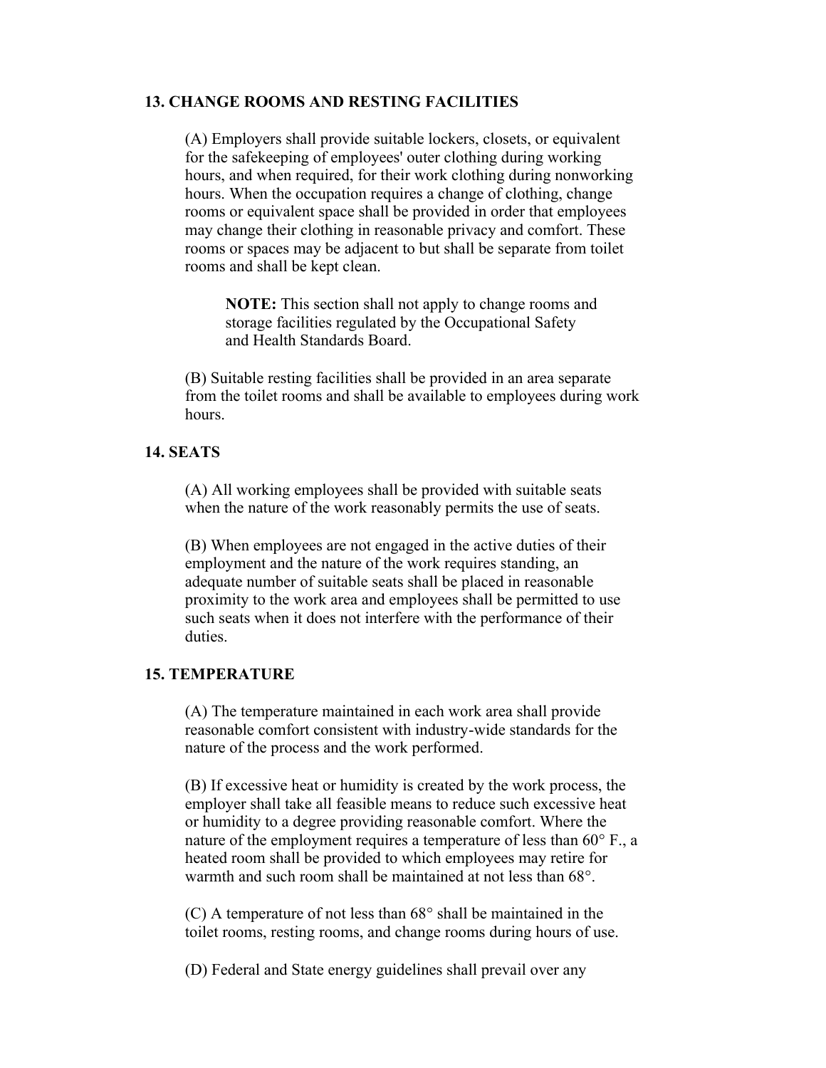## 13. CHANGE ROOMS AND RESTING FACILITIES

(A) Employers shall provide suitable lockers, closets, or equivalent for the safekeeping of employees' outer clothing during working hours, and when required, for their work clothing during nonworking hours. When the occupation requires a change of clothing, change rooms or equivalent space shall be provided in order that employees may change their clothing in reasonable privacy and comfort. These rooms or spaces may be adjacent to but shall be separate from toilet rooms and shall be kept clean.

> **NOTE:** This section shall not apply to change rooms and storage facilities regulated by the Occupational Safety and Health Standards Board.

(B) Suitable resting facilities shall be provided in an area separate from the toilet rooms and shall be available to employees during work hours.

## 14. SEATS

(A) All working employees shall be provided with suitable seats when the nature of the work reasonably permits the use of seats.

(B) When employees are not engaged in the active duties of their employment and the nature of the work requires standing, an adequate number of suitable seats shall be placed in reasonable proximity to the work area and employees shall be permitted to use such seats when it does not interfere with the performance of their duties.

## 15. TEMPERATURE

(A) The temperature maintained in each work area shall provide reasonable comfort consistent with industry-wide standards for the nature of the process and the work performed.

(B) If excessive heat or humidity is created by the work process, the employer shall take all feasible means to reduce such excessive heat or humidity to a degree providing reasonable comfort. Where the nature of the employment requires a temperature of less than 60° F., a heated room shall be provided to which employees may retire for warmth and such room shall be maintained at not less than 68°.

(C) A temperature of not less than 68° shall be maintained in the toilet rooms, resting rooms, and change rooms during hours of use.

(D) Federal and State energy guidelines shall prevail over any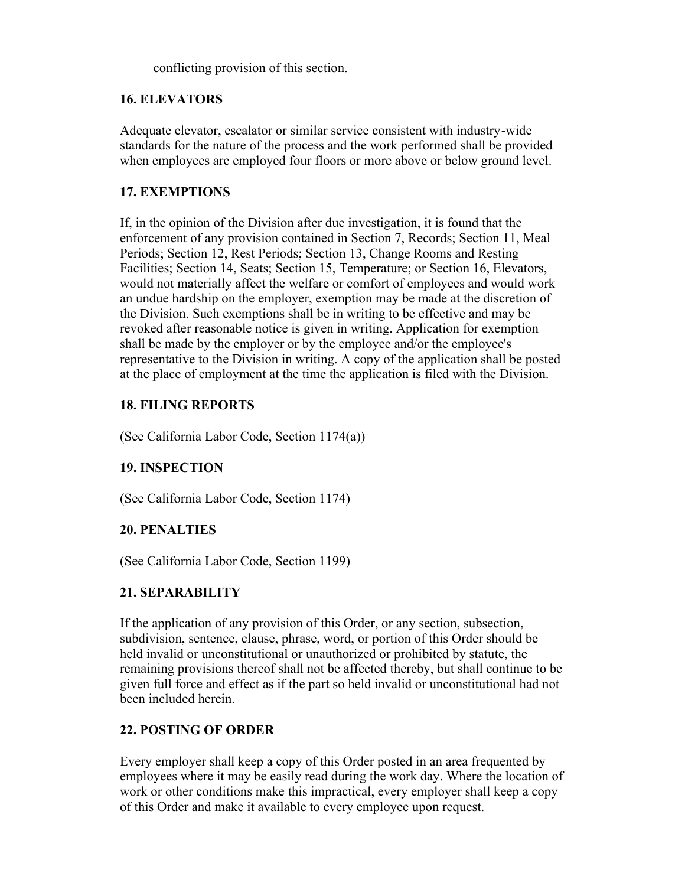conflicting provision of this section.

### 16. ELEVATORS

Adequate elevator, escalator or similar service consistent with industry-wide standards for the nature of the process and the work performed shall be provided when employees are employed four floors or more above or below ground level.

### 17. EXEMPTIONS

If, in the opinion of the Division after due investigation, it is found that the enforcement of any provision contained in Section 7, Records; Section 11, Meal Periods; Section 12, Rest Periods; Section 13, Change Rooms and Resting Facilities; Section 14, Seats; Section 15, Temperature; or Section 16, Elevators, would not materially affect the welfare or comfort of employees and would work an undue hardship on the employer, exemption may be made at the discretion of the Division. Such exemptions shall be in writing to be effective and may be revoked after reasonable notice is given in writing. Application for exemption shall be made by the employer or by the employee and/or the employee's representative to the Division in writing. A copy of the application shall be posted at the place of employment at the time the application is filed with the Division.

### 18. FILING REPORTS

(See California Labor Code, Section 1174(a))

### 19. INSPECTION

(See California Labor Code, Section 1174)

### 20. PENALTIES

(See California Labor Code, Section 1199)

### 21. SEPARABILITY

If the application of any provision of this Order, or any section, subsection, subdivision, sentence, clause, phrase, word, or portion of this Order should be held invalid or unconstitutional or unauthorized or prohibited by statute, the remaining provisions thereof shall not be affected thereby, but shall continue to be given full force and effect as if the part so held invalid or unconstitutional had not been included herein.

### 22. POSTING OF ORDER

Every employer shall keep a copy of this Order posted in an area frequented by employees where it may be easily read during the work day. Where the location of work or other conditions make this impractical, every employer shall keep a copy of this Order and make it available to every employee upon request.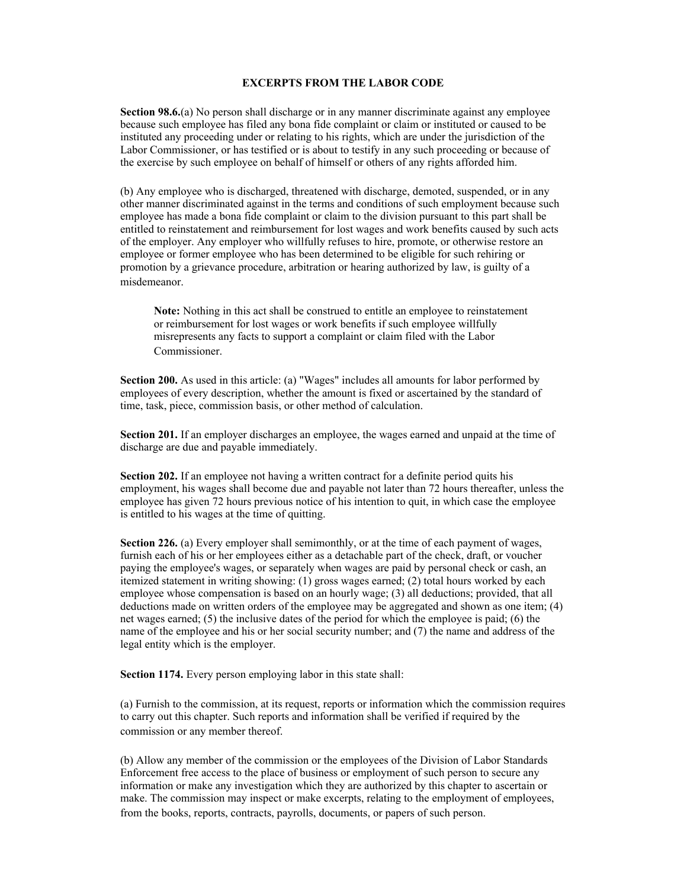# EXCERPTS FROM THE LABOR CODE

**Section 98.6.**(a) No person shall discharge or in any manner discriminate against any employee because such employee has filed any bona fide complaint or claim or instituted or caused to be instituted any proceeding under or relating to his rights, which are under the jurisdiction of the Labor Commissioner, or has testified or is about to testify in any such proceeding or because of the exercise by such employee on behalf of himself or others of any rights afforded him.

(b) Any employee who is discharged, threatened with discharge, demoted, suspended, or in any other manner discriminated against in the terms and conditions of such employment because such employee has made a bona fide complaint or claim to the division pursuant to this part shall be entitled to reinstatement and reimbursement for lost wages and work benefits caused by such acts of the employer. Any employer who willfully refuses to hire, promote, or otherwise restore an employee or former employee who has been determined to be eligible for such rehiring or promotion by a grievance procedure, arbitration or hearing authorized by law, is guilty of a misdemeanor.

> **Note:** Nothing in this act shall be construed to entitle an employee to reinstatement or reimbursement for lost wages or work benefits if such employee willfully misrepresents any facts to support a complaint or claim filed with the Labor Commissioner.

**Section 200.** As used in this article: (a) "Wages" includes all amounts for labor performed by employees of every description, whether the amount is fixed or ascertained by the standard of time, task, piece, commission basis, or other method of calculation.

**Section 201.** If an employer discharges an employee, the wages earned and unpaid at the time of discharge are due and payable immediately.

**Section 202.** If an employee not having a written contract for a definite period quits his employment, his wages shall become due and payable not later than 72 hours thereafter, unless the employee has given 72 hours previous notice of his intention to quit, in which case the employee is entitled to his wages at the time of quitting.

**Section 226.** (a) Every employer shall semimonthly, or at the time of each payment of wages, furnish each of his or her employees either as a detachable part of the check, draft, or voucher paying the employee's wages, or separately when wages are paid by personal check or cash, an itemized statement in writing showing: (1) gross wages earned; (2) total hours worked by each employee whose compensation is based on an hourly wage; (3) all deductions; provided, that all deductions made on written orders of the employee may be aggregated and shown as one item; (4) net wages earned; (5) the inclusive dates of the period for which the employee is paid; (6) the name of the employee and his or her social security number; and (7) the name and address of the legal entity which is the employer.

**Section 1174.** Every person employing labor in this state shall:

(a) Furnish to the commission, at its request, reports or information which the commission requires to carry out this chapter. Such reports and information shall be verified if required by the commission or any member thereof.

(b) Allow any member of the commission or the employees of the Division of Labor Standards Enforcement free access to the place of business or employment of such person to secure any information or make any investigation which they are authorized by this chapter to ascertain or make. The commission may inspect or make excerpts, relating to the employment of employees, from the books, reports, contracts, payrolls, documents, or papers of such person.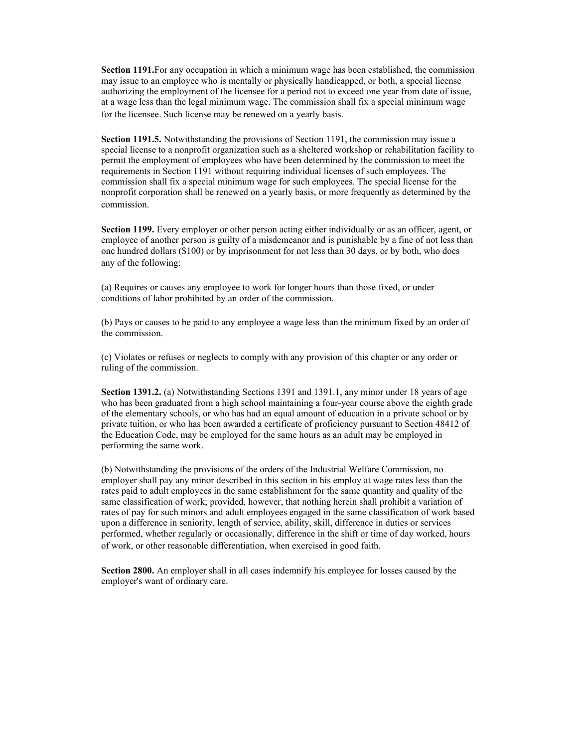**Section 1191.**For any occupation in which a minimum wage has been established, the commission may issue to an employee who is mentally or physically handicapped, or both, a special license authorizing the employment of the licensee for a period not to exceed one year from date of issue, at a wage less than the legal minimum wage. The commission shall fix a special minimum wage for the licensee. Such license may be renewed on a yearly basis.

**Section 1191.5.** Notwithstanding the provisions of Section 1191, the commission may issue a special license to a nonprofit organization such as a sheltered workshop or rehabilitation facility to permit the employment of employees who have been determined by the commission to meet the requirements in Section 1191 without requiring individual licenses of such employees. The commission shall fix a special minimum wage for such employees. The special license for the nonprofit corporation shall be renewed on a yearly basis, or more frequently as determined by the commission.

**Section 1199.** Every employer or other person acting either individually or as an officer, agent, or employee of another person is guilty of a misdemeanor and is punishable by a fine of not less than one hundred dollars ($100) or by imprisonment for not less than 30 days, or by both, who does any of the following:

(a) Requires or causes any employee to work for longer hours than those fixed, or under conditions of labor prohibited by an order of the commission.

(b) Pays or causes to be paid to any employee a wage less than the minimum fixed by an order of the commission.

(c) Violates or refuses or neglects to comply with any provision of this chapter or any order or ruling of the commission.

**Section 1391.2.** (a) Notwithstanding Sections 1391 and 1391.1, any minor under 18 years of age who has been graduated from a high school maintaining a four-year course above the eighth grade of the elementary schools, or who has had an equal amount of education in a private school or by private tuition, or who has been awarded a certificate of proficiency pursuant to Section 48412 of the Education Code, may be employed for the same hours as an adult may be employed in performing the same work.

(b) Notwithstanding the provisions of the orders of the Industrial Welfare Commission, no employer shall pay any minor described in this section in his employ at wage rates less than the rates paid to adult employees in the same establishment for the same quantity and quality of the same classification of work; provided, however, that nothing herein shall prohibit a variation of rates of pay for such minors and adult employees engaged in the same classification of work based upon a difference in seniority, length of service, ability, skill, difference in duties or services performed, whether regularly or occasionally, difference in the shift or time of day worked, hours of work, or other reasonable differentiation, when exercised in good faith.

**Section 2800.** An employer shall in all cases indemnify his employee for losses caused by the employer's want of ordinary care.